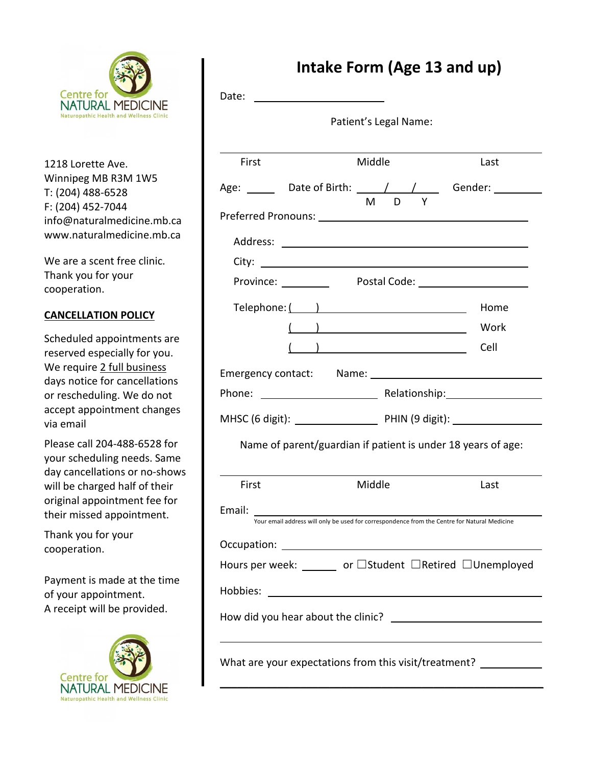Centre for NATURAL MEDICINE
Naturopathic Health and Wellness Clinic

1218 Lorette Ave.
Winnipeg MB R3M 1W5
T: (204) 488-6528
F: (204) 452-7044
info@naturalmedicine.mb.ca
www.naturalmedicine.mb.ca

We are a scent free clinic. Thank you for your cooperation.

**CANCELLATION POLICY**

Scheduled appointments are reserved especially for you. We require 2 full business days notice for cancellations or rescheduling. We do not accept appointment changes via email

Please call 204-488-6528 for your scheduling needs. Same day cancellations or no-shows will be charged half of their original appointment fee for their missed appointment.

Thank you for your cooperation.

Payment is made at the time of your appointment.
A receipt will be provided.

Centre for NATURAL MEDICINE
Naturopathic Health and Wellness Clinic

# Intake Form (Age 13 and up)

Date: ____________________

Patient's Legal Name:

______________________________________________

First Middle Last

Age: _____ Date of Birth: ____/____/____ Gender: ________
M D Y

Preferred Pronouns: ______________________________

Address: ______________________________

City: ______________________________

Province: ________ Postal Code: ________________

Telephone: (    ) ______________________ Home
(    ) ______________________ Work
(    ) ______________________ Cell

Emergency contact: Name: ______________________________

Phone: ________________ Relationship: ________________

MHSC (6 digit): ____________ PHIN (9 digit): ____________

Name of parent/guardian if patient is under 18 years of age:

______________________________________________

First Middle Last

Email: ______________________________
Your email address will only be used for correspondence from the Centre for Natural Medicine

Occupation: ______________________________

Hours per week: ______ or ☐Student ☐Retired ☐Unemployed

Hobbies: ______________________________

How did you hear about the clinic? ______________________________

______________________________________________

What are your expectations from this visit/treatment? ____________

______________________________________________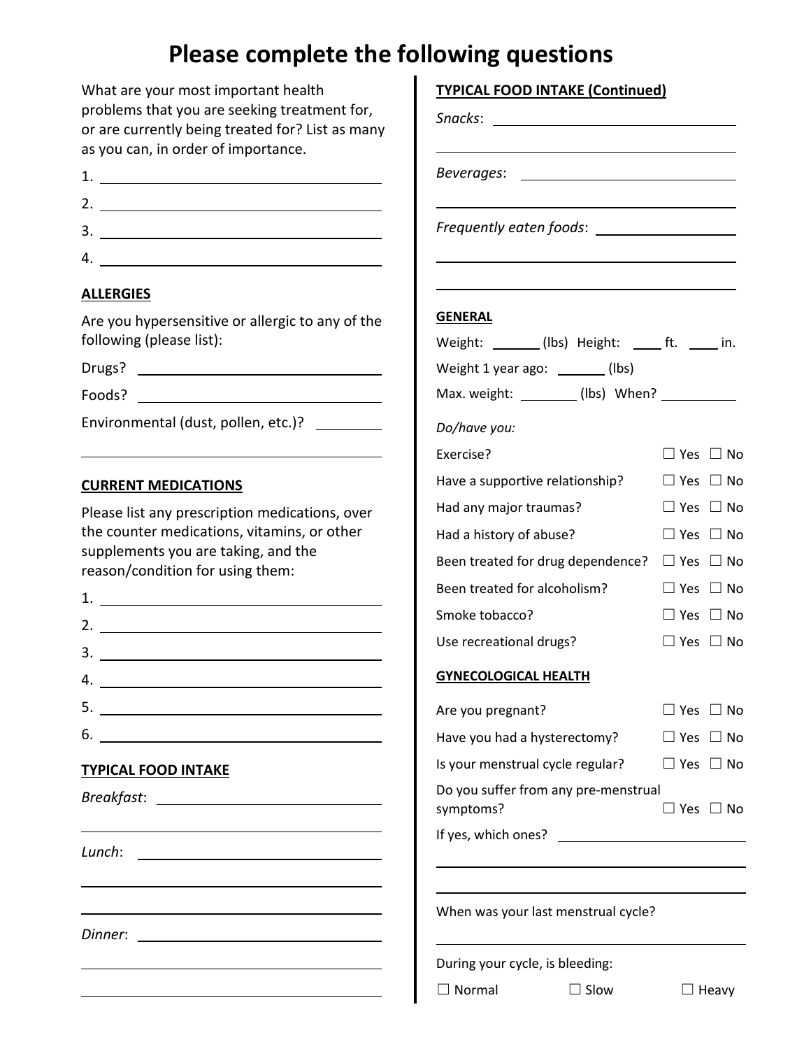# Please complete the following questions

What are your most important health problems that you are seeking treatment for, or are currently being treated for? List as many as you can, in order of importance.

1. ______________________
2. ______________________
3. ______________________
4. ______________________

**ALLERGIES**

Are you hypersensitive or allergic to any of the following (please list):

Drugs? ______________________

Foods? ______________________

Environmental (dust, pollen, etc.)? __________

______________________

**CURRENT MEDICATIONS**

Please list any prescription medications, over the counter medications, vitamins, or other supplements you are taking, and the reason/condition for using them:

1. ______________________
2. ______________________
3. ______________________
4. ______________________
5. ______________________
6. ______________________

**TYPICAL FOOD INTAKE**

*Breakfast*: ______________________

______________________

*Lunch*: ______________________

______________________

______________________

*Dinner*: ______________________

______________________

______________________

**TYPICAL FOOD INTAKE (Continued)**

*Snacks*: ______________________

______________________

*Beverages*: ______________________

______________________

*Frequently eaten foods*: ______________________

______________________

______________________

**GENERAL**

Weight: _______ (lbs) Height: ____ ft. ____ in.

Weight 1 year ago: _______ (lbs)

Max. weight: ________ (lbs) When? __________

*Do/have you:*

| | |
|---|---|
| Exercise? | ☐ Yes ☐ No |
| Have a supportive relationship? | ☐ Yes ☐ No |
| Had any major traumas? | ☐ Yes ☐ No |
| Had a history of abuse? | ☐ Yes ☐ No |
| Been treated for drug dependence? | ☐ Yes ☐ No |
| Been treated for alcoholism? | ☐ Yes ☐ No |
| Smoke tobacco? | ☐ Yes ☐ No |
| Use recreational drugs? | ☐ Yes ☐ No |

**GYNECOLOGICAL HEALTH**

| | |
|---|---|
| Are you pregnant? | ☐ Yes ☐ No |
| Have you had a hysterectomy? | ☐ Yes ☐ No |
| Is your menstrual cycle regular? | ☐ Yes ☐ No |
| Do you suffer from any pre-menstrual symptoms? | ☐ Yes ☐ No |

If yes, which ones? ______________________

______________________

______________________

When was your last menstrual cycle?

______________________

During your cycle, is bleeding:

☐ Normal ☐ Slow ☐ Heavy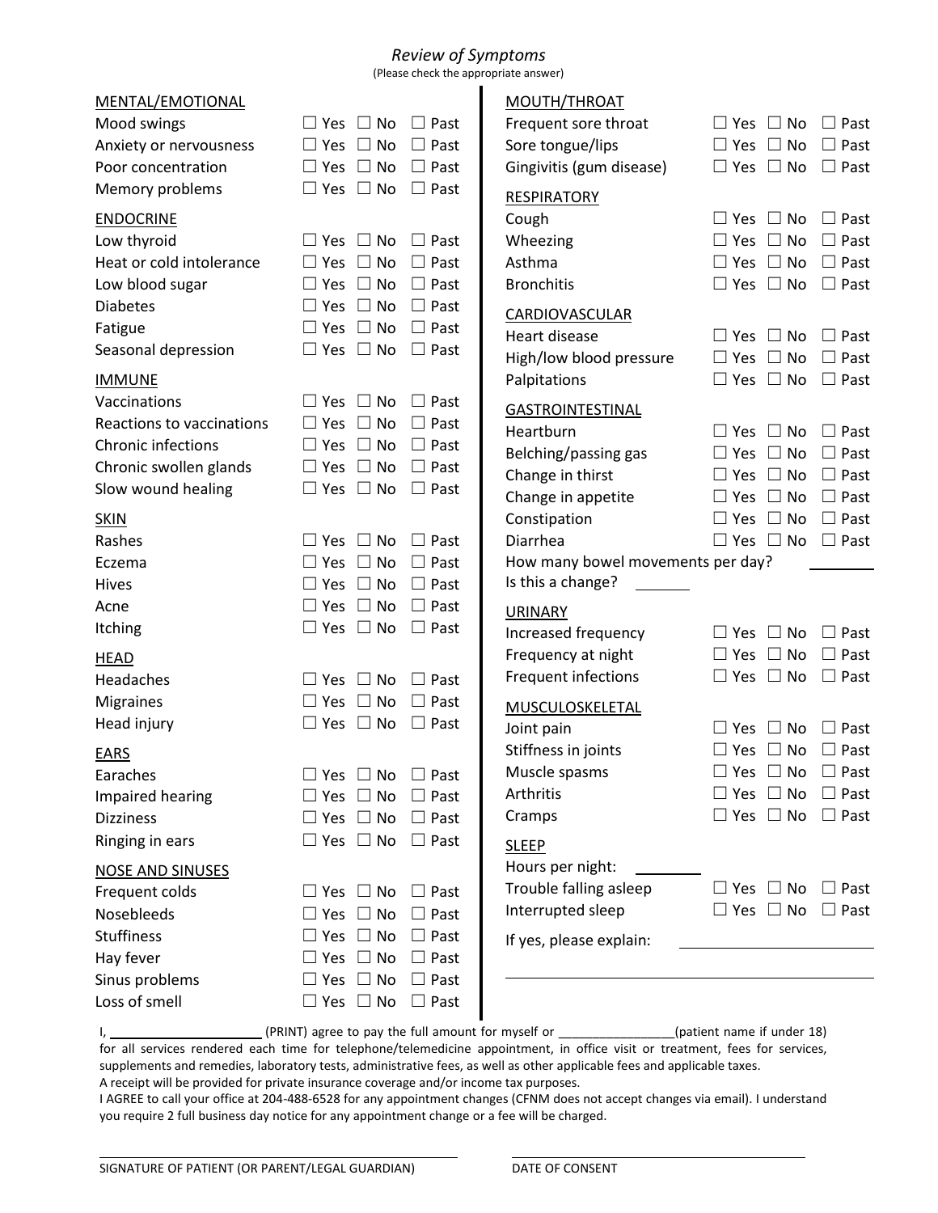# *Review of Symptoms*

(Please check the appropriate answer)

**MENTAL/EMOTIONAL**

| | | | |
|---|---|---|---|
| Mood swings | ☐ Yes | ☐ No | ☐ Past |
| Anxiety or nervousness | ☐ Yes | ☐ No | ☐ Past |
| Poor concentration | ☐ Yes | ☐ No | ☐ Past |
| Memory problems | ☐ Yes | ☐ No | ☐ Past |

**ENDOCRINE**

| | | | |
|---|---|---|---|
| Low thyroid | ☐ Yes | ☐ No | ☐ Past |
| Heat or cold intolerance | ☐ Yes | ☐ No | ☐ Past |
| Low blood sugar | ☐ Yes | ☐ No | ☐ Past |
| Diabetes | ☐ Yes | ☐ No | ☐ Past |
| Fatigue | ☐ Yes | ☐ No | ☐ Past |
| Seasonal depression | ☐ Yes | ☐ No | ☐ Past |

**IMMUNE**

| | | | |
|---|---|---|---|
| Vaccinations | ☐ Yes | ☐ No | ☐ Past |
| Reactions to vaccinations | ☐ Yes | ☐ No | ☐ Past |
| Chronic infections | ☐ Yes | ☐ No | ☐ Past |
| Chronic swollen glands | ☐ Yes | ☐ No | ☐ Past |
| Slow wound healing | ☐ Yes | ☐ No | ☐ Past |

**SKIN**

| | | | |
|---|---|---|---|
| Rashes | ☐ Yes | ☐ No | ☐ Past |
| Eczema | ☐ Yes | ☐ No | ☐ Past |
| Hives | ☐ Yes | ☐ No | ☐ Past |
| Acne | ☐ Yes | ☐ No | ☐ Past |
| Itching | ☐ Yes | ☐ No | ☐ Past |

**HEAD**

| | | | |
|---|---|---|---|
| Headaches | ☐ Yes | ☐ No | ☐ Past |
| Migraines | ☐ Yes | ☐ No | ☐ Past |
| Head injury | ☐ Yes | ☐ No | ☐ Past |

**EARS**

| | | | |
|---|---|---|---|
| Earaches | ☐ Yes | ☐ No | ☐ Past |
| Impaired hearing | ☐ Yes | ☐ No | ☐ Past |
| Dizziness | ☐ Yes | ☐ No | ☐ Past |
| Ringing in ears | ☐ Yes | ☐ No | ☐ Past |

**NOSE AND SINUSES**

| | | | |
|---|---|---|---|
| Frequent colds | ☐ Yes | ☐ No | ☐ Past |
| Nosebleeds | ☐ Yes | ☐ No | ☐ Past |
| Stuffiness | ☐ Yes | ☐ No | ☐ Past |
| Hay fever | ☐ Yes | ☐ No | ☐ Past |
| Sinus problems | ☐ Yes | ☐ No | ☐ Past |
| Loss of smell | ☐ Yes | ☐ No | ☐ Past |

**MOUTH/THROAT**

| | | | |
|---|---|---|---|
| Frequent sore throat | ☐ Yes | ☐ No | ☐ Past |
| Sore tongue/lips | ☐ Yes | ☐ No | ☐ Past |
| Gingivitis (gum disease) | ☐ Yes | ☐ No | ☐ Past |

**RESPIRATORY**

| | | | |
|---|---|---|---|
| Cough | ☐ Yes | ☐ No | ☐ Past |
| Wheezing | ☐ Yes | ☐ No | ☐ Past |
| Asthma | ☐ Yes | ☐ No | ☐ Past |
| Bronchitis | ☐ Yes | ☐ No | ☐ Past |

**CARDIOVASCULAR**

| | | | |
|---|---|---|---|
| Heart disease | ☐ Yes | ☐ No | ☐ Past |
| High/low blood pressure | ☐ Yes | ☐ No | ☐ Past |
| Palpitations | ☐ Yes | ☐ No | ☐ Past |

**GASTROINTESTINAL**

| | | | |
|---|---|---|---|
| Heartburn | ☐ Yes | ☐ No | ☐ Past |
| Belching/passing gas | ☐ Yes | ☐ No | ☐ Past |
| Change in thirst | ☐ Yes | ☐ No | ☐ Past |
| Change in appetite | ☐ Yes | ☐ No | ☐ Past |
| Constipation | ☐ Yes | ☐ No | ☐ Past |
| Diarrhea | ☐ Yes | ☐ No | ☐ Past |

How many bowel movements per day? ________

Is this a change? ______

**URINARY**

| | | | |
|---|---|---|---|
| Increased frequency | ☐ Yes | ☐ No | ☐ Past |
| Frequency at night | ☐ Yes | ☐ No | ☐ Past |
| Frequent infections | ☐ Yes | ☐ No | ☐ Past |

**MUSCULOSKELETAL**

| | | | |
|---|---|---|---|
| Joint pain | ☐ Yes | ☐ No | ☐ Past |
| Stiffness in joints | ☐ Yes | ☐ No | ☐ Past |
| Muscle spasms | ☐ Yes | ☐ No | ☐ Past |
| Arthritis | ☐ Yes | ☐ No | ☐ Past |
| Cramps | ☐ Yes | ☐ No | ☐ Past |

**SLEEP**

Hours per night: ________

| | | | |
|---|---|---|---|
| Trouble falling asleep | ☐ Yes | ☐ No | ☐ Past |
| Interrupted sleep | ☐ Yes | ☐ No | ☐ Past |

If yes, please explain: ______________________________

______________________________________________________

I, ____________________ (PRINT) agree to pay the full amount for myself or ________________(patient name if under 18) for all services rendered each time for telephone/telemedicine appointment, in office visit or treatment, fees for services, supplements and remedies, laboratory tests, administrative fees, as well as other applicable fees and applicable taxes.

A receipt will be provided for private insurance coverage and/or income tax purposes.

I AGREE to call your office at 204-488-6528 for any appointment changes (CFNM does not accept changes via email). I understand you require 2 full business day notice for any appointment change or a fee will be charged.

______________________________________________ ______________________________

SIGNATURE OF PATIENT (OR PARENT/LEGAL GUARDIAN) DATE OF CONSENT